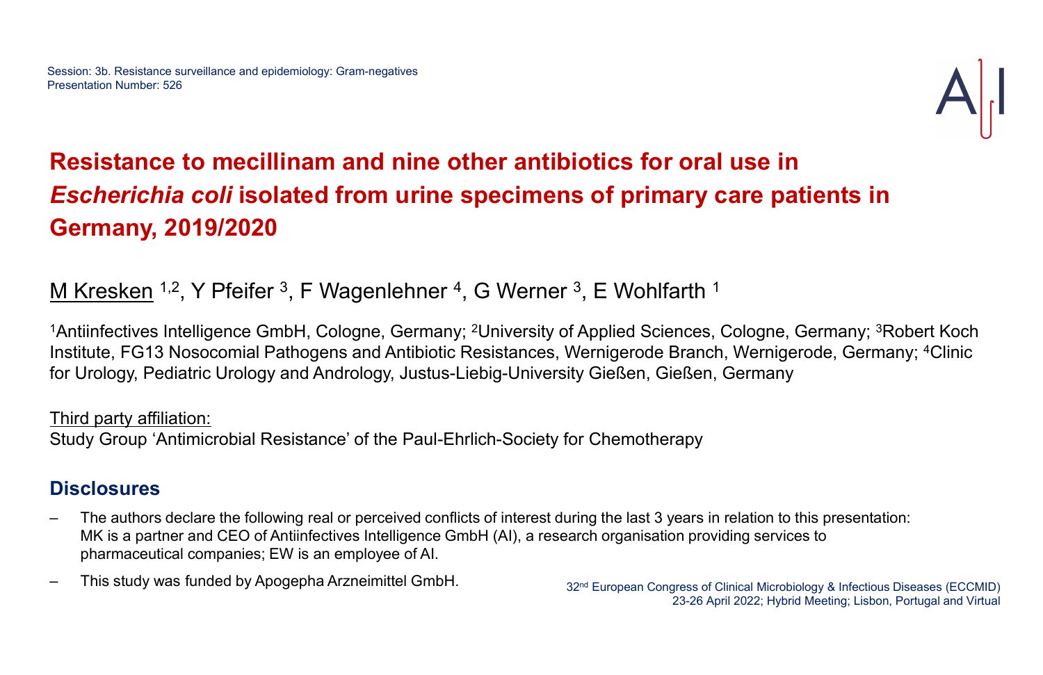Session: 3b. Resistance surveillance and epidemiology: Gram-negatives
Presentation Number: 526

# Resistance to mecillinam and nine other antibiotics for oral use in *Escherichia coli* isolated from urine specimens of primary care patients in Germany, 2019/2020

M Kresken [1,2], Y Pfeifer [3], F Wagenlehner [4], G Werner [3], E Wohlfarth [1]

[1]Antiinfectives Intelligence GmbH, Cologne, Germany; [2]University of Applied Sciences, Cologne, Germany; [3]Robert Koch Institute, FG13 Nosocomial Pathogens and Antibiotic Resistances, Wernigerode Branch, Wernigerode, Germany; [4]Clinic for Urology, Pediatric Urology and Andrology, Justus-Liebig-University Gießen, Gießen, Germany

Third party affiliation:
Study Group 'Antimicrobial Resistance' of the Paul-Ehrlich-Society for Chemotherapy

## Disclosures

- The authors declare the following real or perceived conflicts of interest during the last 3 years in relation to this presentation: MK is a partner and CEO of Antiinfectives Intelligence GmbH (AI), a research organisation providing services to pharmaceutical companies; EW is an employee of AI.
- This study was funded by Apogepha Arzneimittel GmbH.

32nd European Congress of Clinical Microbiology & Infectious Diseases (ECCMID)
23-26 April 2022; Hybrid Meeting; Lisbon, Portugal and Virtual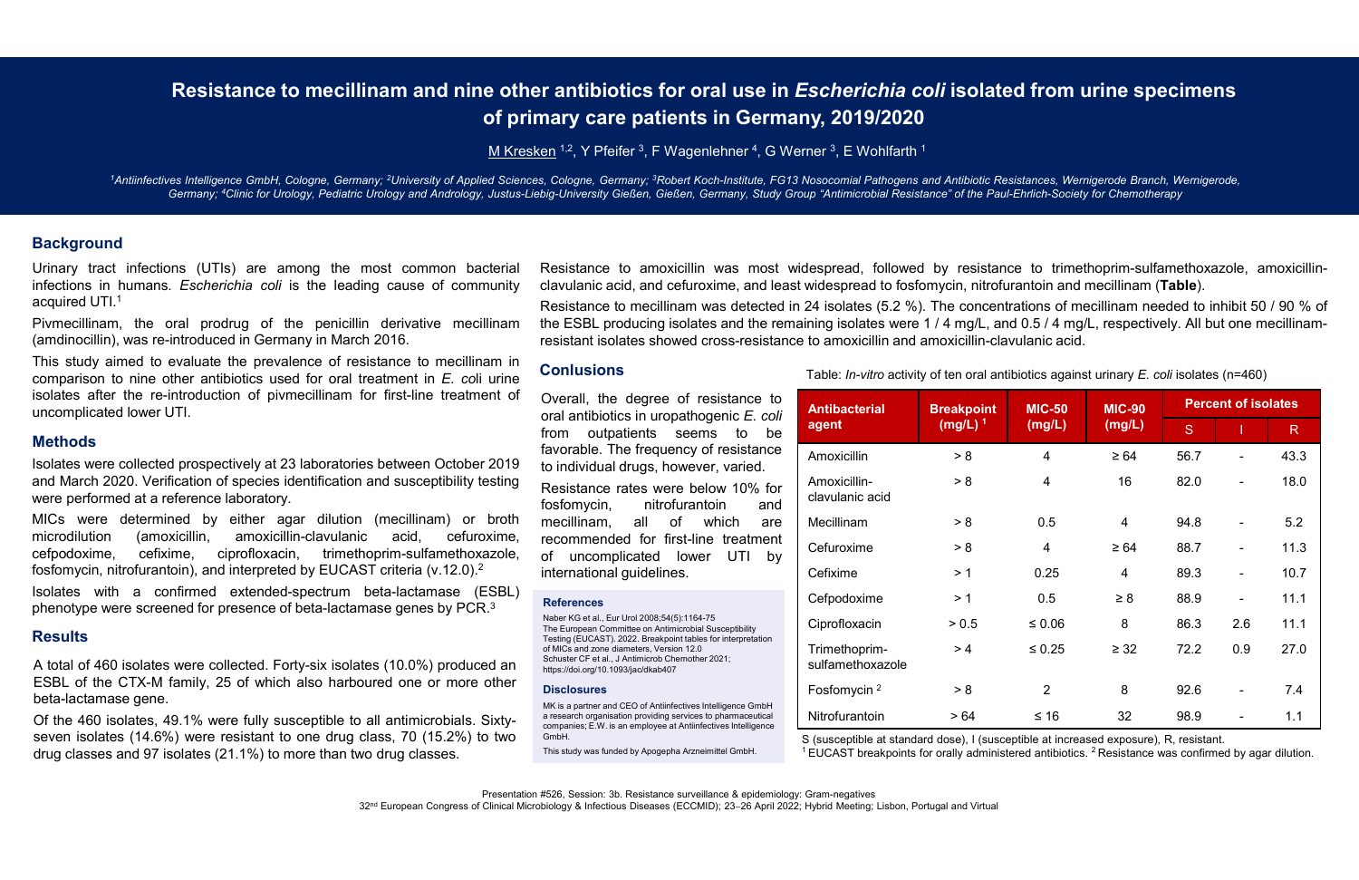# Resistance to mecillinam and nine other antibiotics for oral use in *Escherichia coli* isolated from urine specimens of primary care patients in Germany, 2019/2020

M Kresken[1,2], Y Pfeifer[3], F Wagenlehner[4], G Werner[3], E Wohlfarth[1]

[1]Antiinfectives Intelligence GmbH, Cologne, Germany; [2]University of Applied Sciences, Cologne, Germany; [3]Robert Koch-Institute, FG13 Nosocomial Pathogens and Antibiotic Resistances, Wernigerode Branch, Wernigerode, Germany; [4]Clinic for Urology, Pediatric Urology and Andrology, Justus-Liebig-University Gießen, Gießen, Germany, Study Group "Antimicrobial Resistance" of the Paul-Ehrlich-Society for Chemotherapy

## Background

Urinary tract infections (UTIs) are among the most common bacterial infections in humans. *Escherichia coli* is the leading cause of community acquired UTI.[1]

Pivmecillinam, the oral prodrug of the penicillin derivative mecillinam (amdinocillin), was re-introduced in Germany in March 2016.

This study aimed to evaluate the prevalence of resistance to mecillinam in comparison to nine other antibiotics used for oral treatment in *E. co*li urine isolates after the re-introduction of pivmecillinam for first-line treatment of uncomplicated lower UTI.

## Methods

Isolates were collected prospectively at 23 laboratories between October 2019 and March 2020. Verification of species identification and susceptibility testing were performed at a reference laboratory.

MICs were determined by either agar dilution (mecillinam) or broth microdilution (amoxicillin, amoxicillin-clavulanic acid, cefuroxime, cefpodoxime, cefixime, ciprofloxacin, trimethoprim-sulfamethoxazole, fosfomycin, nitrofurantoin), and interpreted by EUCAST criteria (v.12.0).[2]

Isolates with a confirmed extended-spectrum beta-lactamase (ESBL) phenotype were screened for presence of beta-lactamase genes by PCR.[3]

## Results

A total of 460 isolates were collected. Forty-six isolates (10.0%) produced an ESBL of the CTX-M family, 25 of which also harboured one or more other beta-lactamase gene.

Of the 460 isolates, 49.1% were fully susceptible to all antimicrobials. Sixty-seven isolates (14.6%) were resistant to one drug class, 70 (15.2%) to two drug classes and 97 isolates (21.1%) to more than two drug classes.

Resistance to amoxicillin was most widespread, followed by resistance to trimethoprim-sulfamethoxazole, amoxicillin-clavulanic acid, and cefuroxime, and least widespread to fosfomycin, nitrofurantoin and mecillinam (**Table**).

Resistance to mecillinam was detected in 24 isolates (5.2 %). The concentrations of mecillinam needed to inhibit 50 / 90 % of the ESBL producing isolates and the remaining isolates were 1 / 4 mg/L, and 0.5 / 4 mg/L, respectively. All but one mecillinam-resistant isolates showed cross-resistance to amoxicillin and amoxicillin-clavulanic acid.

Table: *In-vitro* activity of ten oral antibiotics against urinary *E. coli* isolates (n=460)

| Antibacterial agent | Breakpoint (mg/L)[1] | MIC-50 (mg/L) | MIC-90 (mg/L) | Percent of isolates | | |
|---|---|---|---|---|---|---|
| | | | | S | I | R |
| Amoxicillin | > 8 | 4 | ≥ 64 | 56.7 | - | 43.3 |
| Amoxicillin-clavulanic acid | > 8 | 4 | 16 | 82.0 | - | 18.0 |
| Mecillinam | > 8 | 0.5 | 4 | 94.8 | - | 5.2 |
| Cefuroxime | > 8 | 4 | ≥ 64 | 88.7 | - | 11.3 |
| Cefixime | > 1 | 0.25 | 4 | 89.3 | - | 10.7 |
| Cefpodoxime | > 1 | 0.5 | ≥ 8 | 88.9 | - | 11.1 |
| Ciprofloxacin | > 0.5 | ≤ 0.06 | 8 | 86.3 | 2.6 | 11.1 |
| Trimethoprim-sulfamethoxazole | > 4 | ≤ 0.25 | ≥ 32 | 72.2 | 0.9 | 27.0 |
| Fosfomycin[2] | > 8 | 2 | 8 | 92.6 | - | 7.4 |
| Nitrofurantoin | > 64 | ≤ 16 | 32 | 98.9 | - | 1.1 |

S (susceptible at standard dose), I (susceptible at increased exposure), R, resistant.
[1] EUCAST breakpoints for orally administered antibiotics. [2] Resistance was confirmed by agar dilution.

## Conlusions

Overall, the degree of resistance to oral antibiotics in uropathogenic *E. coli* from outpatients seems to be favorable. The frequency of resistance to individual drugs, however, varied.

Resistance rates were below 10% for fosfomycin, nitrofurantoin and mecillinam, all of which are recommended for first-line treatment of uncomplicated lower UTI by international guidelines.

### References

Naber KG et al., Eur Urol 2008;54(5):1164-75
The European Committee on Antimicrobial Susceptibility Testing (EUCAST). 2022. Breakpoint tables for interpretation of MICs and zone diameters, Version 12.0
Schuster CF et al., J Antimicrob Chemother 2021; https://doi.org/10.1093/jac/dkab407

### Disclosures

MK is a partner and CEO of Antiinfectives Intelligence GmbH a research organisation providing services to pharmaceutical companies; E.W. is an employee at Antiinfectives Intelligence GmbH.

This study was funded by Apogepha Arzneimittel GmbH.

Presentation #526, Session: 3b. Resistance surveillance & epidemiology: Gram-negatives
32nd European Congress of Clinical Microbiology & Infectious Diseases (ECCMID); 23–26 April 2022; Hybrid Meeting; Lisbon, Portugal and Virtual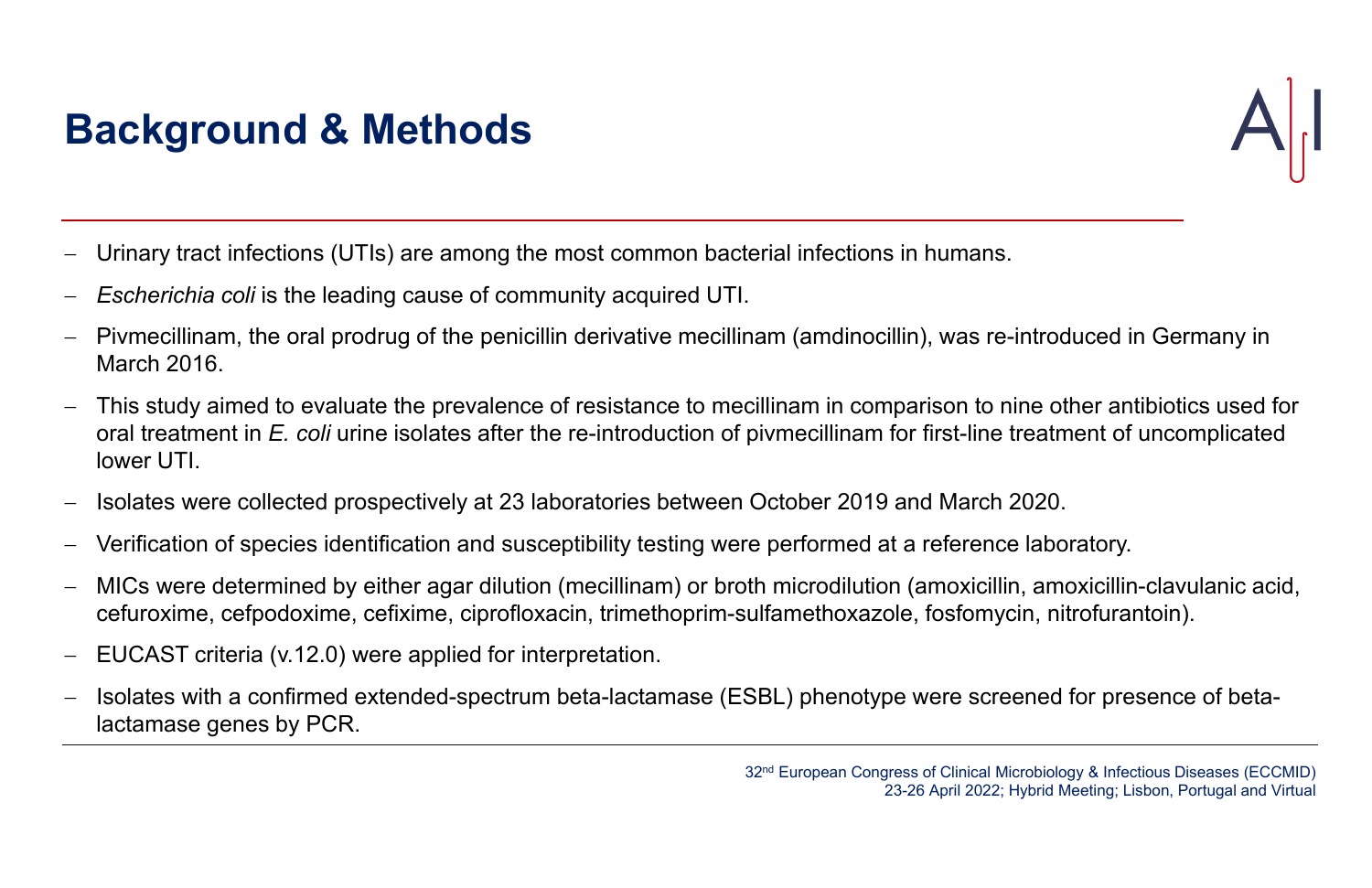# Background & Methods

- Urinary tract infections (UTIs) are among the most common bacterial infections in humans.
- *Escherichia coli* is the leading cause of community acquired UTI.
- Pivmecillinam, the oral prodrug of the penicillin derivative mecillinam (amdinocillin), was re-introduced in Germany in March 2016.
- This study aimed to evaluate the prevalence of resistance to mecillinam in comparison to nine other antibiotics used for oral treatment in *E. coli* urine isolates after the re-introduction of pivmecillinam for first-line treatment of uncomplicated lower UTI.
- Isolates were collected prospectively at 23 laboratories between October 2019 and March 2020.
- Verification of species identification and susceptibility testing were performed at a reference laboratory.
- MICs were determined by either agar dilution (mecillinam) or broth microdilution (amoxicillin, amoxicillin-clavulanic acid, cefuroxime, cefpodoxime, cefixime, ciprofloxacin, trimethoprim-sulfamethoxazole, fosfomycin, nitrofurantoin).
- EUCAST criteria (v.12.0) were applied for interpretation.
- Isolates with a confirmed extended-spectrum beta-lactamase (ESBL) phenotype were screened for presence of beta-lactamase genes by PCR.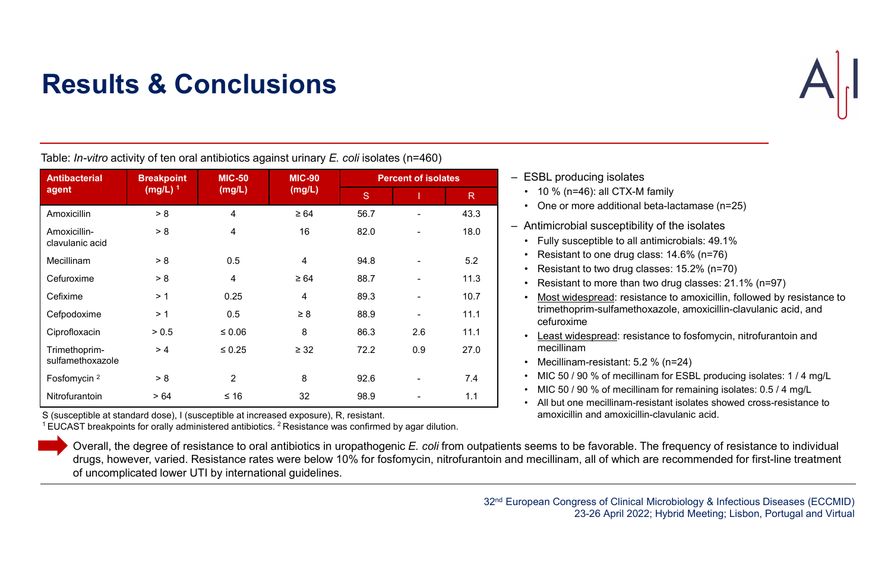# Results & Conclusions

Table: *In-vitro* activity of ten oral antibiotics against urinary *E. coli* isolates (n=460)

| Antibacterial agent | Breakpoint (mg/L) [1] | MIC-50 (mg/L) | MIC-90 (mg/L) | Percent of isolates | | |
|---|---|---|---|---|---|---|
| | | | | S | I | R |
| Amoxicillin | > 8 | 4 | ≥ 64 | 56.7 | - | 43.3 |
| Amoxicillin-clavulanic acid | > 8 | 4 | 16 | 82.0 | - | 18.0 |
| Mecillinam | > 8 | 0.5 | 4 | 94.8 | - | 5.2 |
| Cefuroxime | > 8 | 4 | ≥ 64 | 88.7 | - | 11.3 |
| Cefixime | > 1 | 0.25 | 4 | 89.3 | - | 10.7 |
| Cefpodoxime | > 1 | 0.5 | ≥ 8 | 88.9 | - | 11.1 |
| Ciprofloxacin | > 0.5 | ≤ 0.06 | 8 | 86.3 | 2.6 | 11.1 |
| Trimethoprim-sulfamethoxazole | > 4 | ≤ 0.25 | ≥ 32 | 72.2 | 0.9 | 27.0 |
| Fosfomycin [2] | > 8 | 2 | 8 | 92.6 | - | 7.4 |
| Nitrofurantoin | > 64 | ≤ 16 | 32 | 98.9 | - | 1.1 |

S (susceptible at standard dose), I (susceptible at increased exposure), R, resistant.
[1] EUCAST breakpoints for orally administered antibiotics. [2] Resistance was confirmed by agar dilution.

- ESBL producing isolates
  - 10 % (n=46): all CTX-M family
  - One or more additional beta-lactamase (n=25)
- Antimicrobial susceptibility of the isolates
  - Fully susceptible to all antimicrobials: 49.1%
  - Resistant to one drug class: 14.6% (n=76)
  - Resistant to two drug classes: 15.2% (n=70)
  - Resistant to more than two drug classes: 21.1% (n=97)
  - Most widespread: resistance to amoxicillin, followed by resistance to trimethoprim-sulfamethoxazole, amoxicillin-clavulanic acid, and cefuroxime
  - Least widespread: resistance to fosfomycin, nitrofurantoin and mecillinam
  - Mecillinam-resistant: 5.2 % (n=24)
  - MIC 50 / 90 % of mecillinam for ESBL producing isolates: 1 / 4 mg/L
  - MIC 50 / 90 % of mecillinam for remaining isolates: 0.5 / 4 mg/L
  - All but one mecillinam-resistant isolates showed cross-resistance to amoxicillin and amoxicillin-clavulanic acid.

Overall, the degree of resistance to oral antibiotics in uropathogenic *E. coli* from outpatients seems to be favorable. The frequency of resistance to individual drugs, however, varied. Resistance rates were below 10% for fosfomycin, nitrofurantoin and mecillinam, all of which are recommended for first-line treatment of uncomplicated lower UTI by international guidelines.